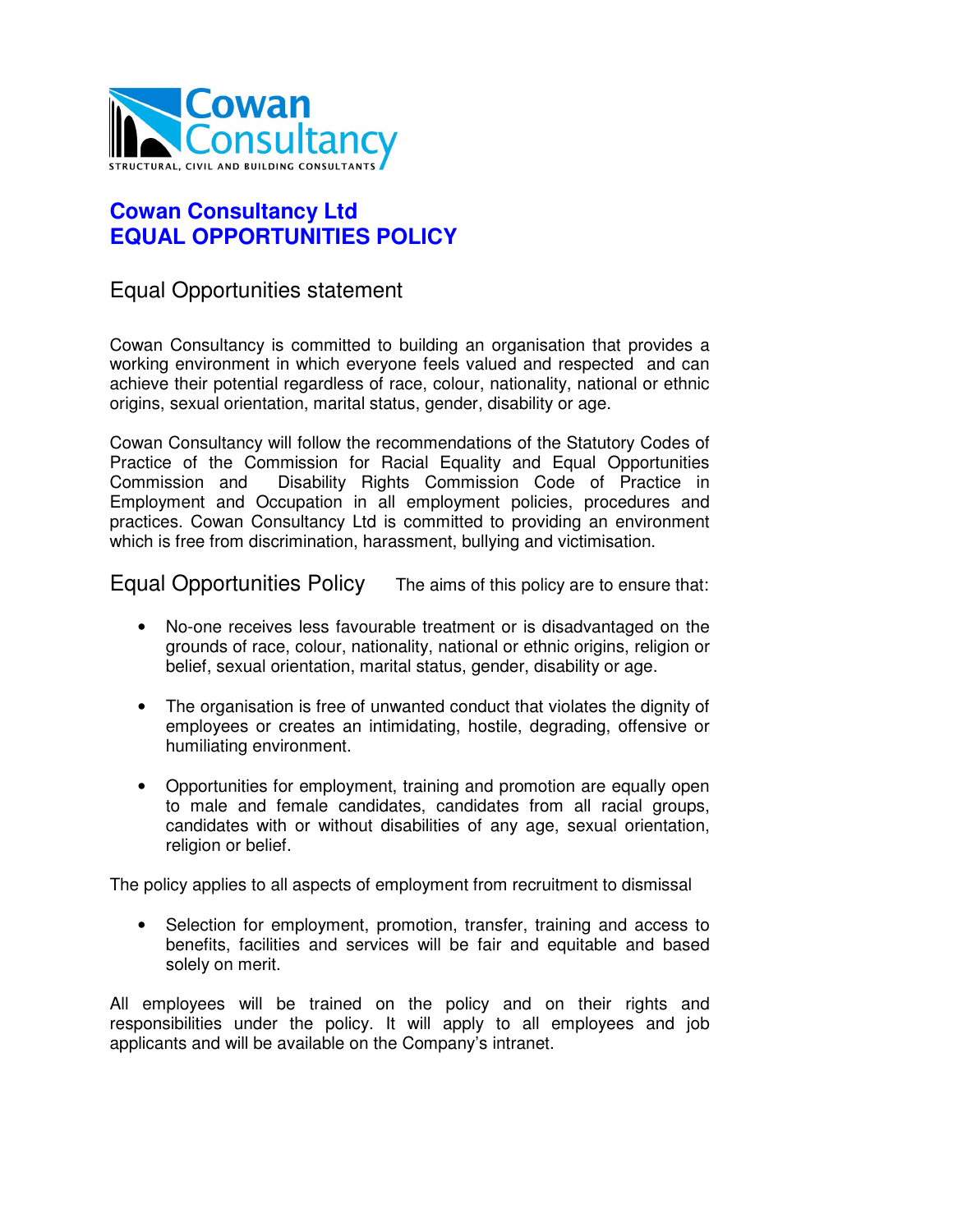Cowan Consultancy

STRUCTURAL, CIVIL AND BUILDING CONSULTANTS

# Cowan Consultancy Ltd
# EQUAL OPPORTUNITIES POLICY

## Equal Opportunities statement

Cowan Consultancy is committed to building an organisation that provides a working environment in which everyone feels valued and respected and can achieve their potential regardless of race, colour, nationality, national or ethnic origins, sexual orientation, marital status, gender, disability or age.

Cowan Consultancy will follow the recommendations of the Statutory Codes of Practice of the Commission for Racial Equality and Equal Opportunities Commission and Disability Rights Commission Code of Practice in Employment and Occupation in all employment policies, procedures and practices. Cowan Consultancy Ltd is committed to providing an environment which is free from discrimination, harassment, bullying and victimisation.

## Equal Opportunities Policy

The aims of this policy are to ensure that:

- No-one receives less favourable treatment or is disadvantaged on the grounds of race, colour, nationality, national or ethnic origins, religion or belief, sexual orientation, marital status, gender, disability or age.
- The organisation is free of unwanted conduct that violates the dignity of employees or creates an intimidating, hostile, degrading, offensive or humiliating environment.
- Opportunities for employment, training and promotion are equally open to male and female candidates, candidates from all racial groups, candidates with or without disabilities of any age, sexual orientation, religion or belief.

The policy applies to all aspects of employment from recruitment to dismissal

- Selection for employment, promotion, transfer, training and access to benefits, facilities and services will be fair and equitable and based solely on merit.

All employees will be trained on the policy and on their rights and responsibilities under the policy. It will apply to all employees and job applicants and will be available on the Company's intranet.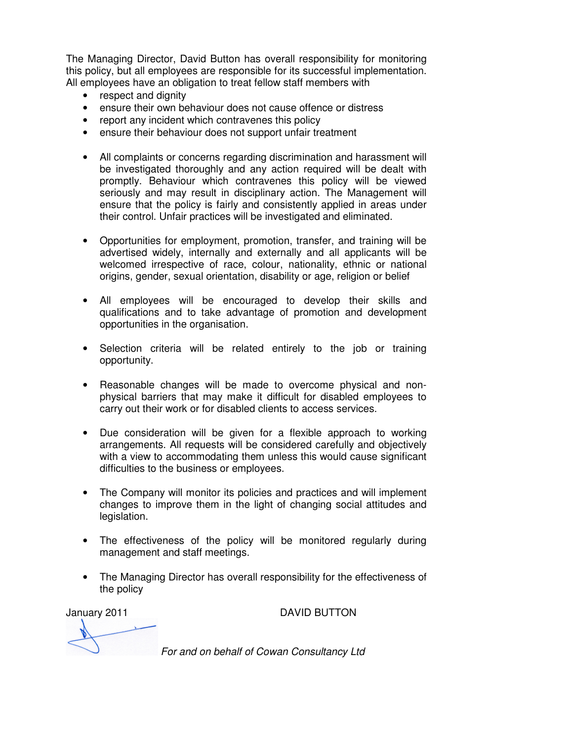The Managing Director, David Button has overall responsibility for monitoring this policy, but all employees are responsible for its successful implementation. All employees have an obligation to treat fellow staff members with

- respect and dignity
- ensure their own behaviour does not cause offence or distress
- report any incident which contravenes this policy
- ensure their behaviour does not support unfair treatment

- All complaints or concerns regarding discrimination and harassment will be investigated thoroughly and any action required will be dealt with promptly. Behaviour which contravenes this policy will be viewed seriously and may result in disciplinary action. The Management will ensure that the policy is fairly and consistently applied in areas under their control. Unfair practices will be investigated and eliminated.

- Opportunities for employment, promotion, transfer, and training will be advertised widely, internally and externally and all applicants will be welcomed irrespective of race, colour, nationality, ethnic or national origins, gender, sexual orientation, disability or age, religion or belief

- All employees will be encouraged to develop their skills and qualifications and to take advantage of promotion and development opportunities in the organisation.

- Selection criteria will be related entirely to the job or training opportunity.

- Reasonable changes will be made to overcome physical and non-physical barriers that may make it difficult for disabled employees to carry out their work or for disabled clients to access services.

- Due consideration will be given for a flexible approach to working arrangements. All requests will be considered carefully and objectively with a view to accommodating them unless this would cause significant difficulties to the business or employees.

- The Company will monitor its policies and practices and will implement changes to improve them in the light of changing social attitudes and legislation.

- The effectiveness of the policy will be monitored regularly during management and staff meetings.

- The Managing Director has overall responsibility for the effectiveness of the policy

January 2011 DAVID BUTTON

*For and on behalf of Cowan Consultancy Ltd*